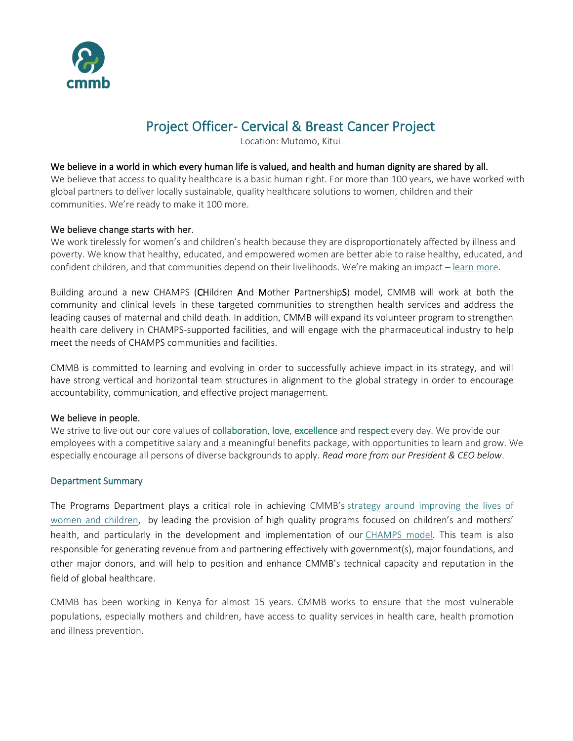# Project Officer- Cervical & Breast Cancer Project

Location: Mutomo, Kitui

**We believe in a world in which every human life is valued, and health and human dignity are shared by all.**

We believe that access to quality healthcare is a basic human right. For more than 100 years, we have worked with global partners to deliver locally sustainable, quality healthcare solutions to women, children and their communities. We're ready to make it 100 more.

**We believe change starts with her.**

We work tirelessly for women's and children's health because they are disproportionately affected by illness and poverty. We know that healthy, educated, and empowered women are better able to raise healthy, educated, and confident children, and that communities depend on their livelihoods. We're making an impact – learn more.

Building around a new CHAMPS (**CH**ildren **A**nd **M**other **P**artnership**S**) model, CMMB will work at both the community and clinical levels in these targeted communities to strengthen health services and address the leading causes of maternal and child death. In addition, CMMB will expand its volunteer program to strengthen health care delivery in CHAMPS-supported facilities, and will engage with the pharmaceutical industry to help meet the needs of CHAMPS communities and facilities.

CMMB is committed to learning and evolving in order to successfully achieve impact in its strategy, and will have strong vertical and horizontal team structures in alignment to the global strategy in order to encourage accountability, communication, and effective project management.

**We believe in people.**

We strive to live out our core values of collaboration, love, excellence and respect every day. We provide our employees with a competitive salary and a meaningful benefits package, with opportunities to learn and grow. We especially encourage all persons of diverse backgrounds to apply. *Read more from our President & CEO below*.

## Department Summary

The Programs Department plays a critical role in achieving CMMB's strategy around improving the lives of women and children, by leading the provision of high quality programs focused on children's and mothers' health, and particularly in the development and implementation of our CHAMPS model. This team is also responsible for generating revenue from and partnering effectively with government(s), major foundations, and other major donors, and will help to position and enhance CMMB's technical capacity and reputation in the field of global healthcare.

CMMB has been working in Kenya for almost 15 years. CMMB works to ensure that the most vulnerable populations, especially mothers and children, have access to quality services in health care, health promotion and illness prevention.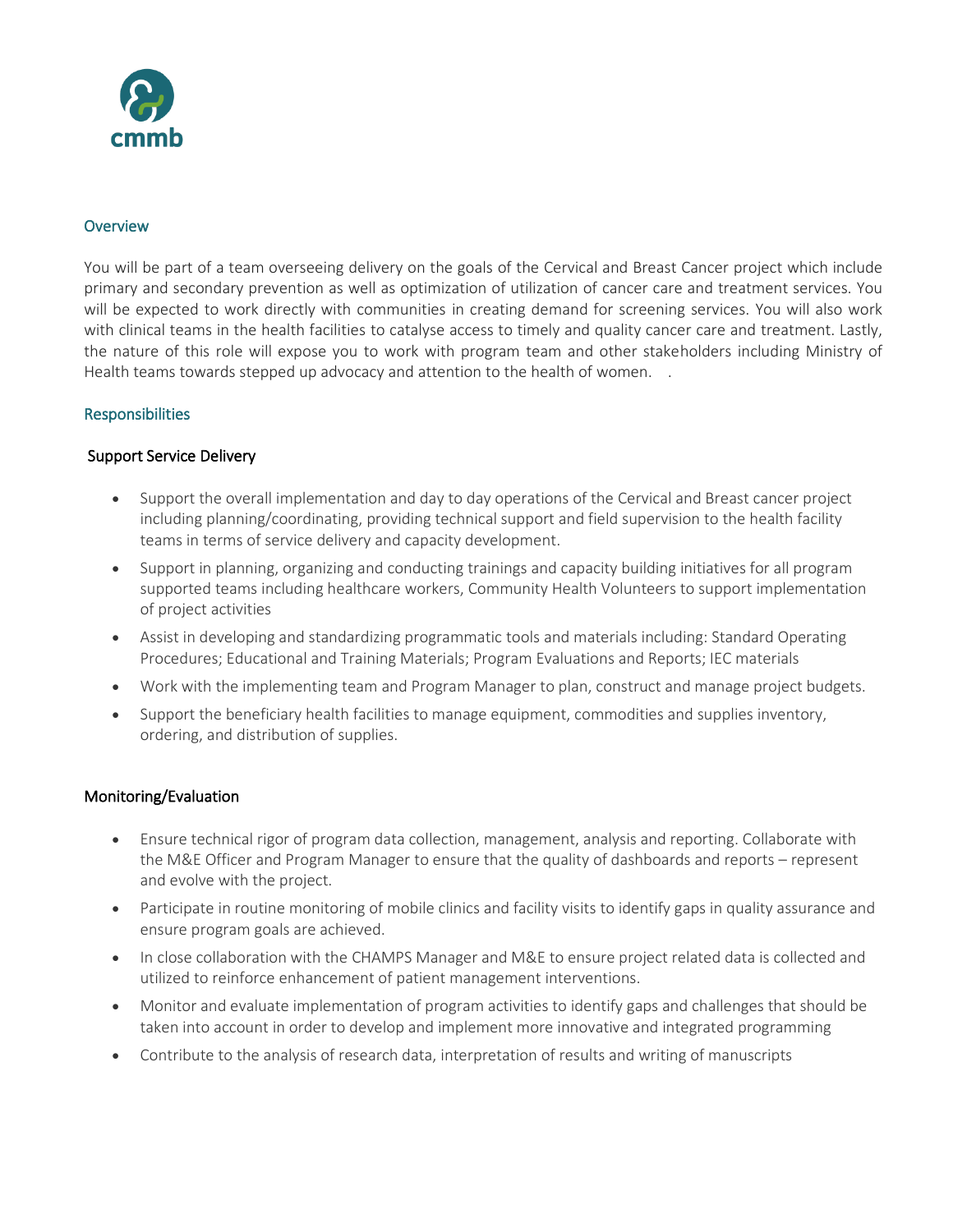## Overview

You will be part of a team overseeing delivery on the goals of the Cervical and Breast Cancer project which include primary and secondary prevention as well as optimization of utilization of cancer care and treatment services. You will be expected to work directly with communities in creating demand for screening services. You will also work with clinical teams in the health facilities to catalyse access to timely and quality cancer care and treatment. Lastly, the nature of this role will expose you to work with program team and other stakeholders including Ministry of Health teams towards stepped up advocacy and attention to the health of women. .

## Responsibilities

### Support Service Delivery

- Support the overall implementation and day to day operations of the Cervical and Breast cancer project including planning/coordinating, providing technical support and field supervision to the health facility teams in terms of service delivery and capacity development.
- Support in planning, organizing and conducting trainings and capacity building initiatives for all program supported teams including healthcare workers, Community Health Volunteers to support implementation of project activities
- Assist in developing and standardizing programmatic tools and materials including: Standard Operating Procedures; Educational and Training Materials; Program Evaluations and Reports; IEC materials
- Work with the implementing team and Program Manager to plan, construct and manage project budgets.
- Support the beneficiary health facilities to manage equipment, commodities and supplies inventory, ordering, and distribution of supplies.

### Monitoring/Evaluation

- Ensure technical rigor of program data collection, management, analysis and reporting. Collaborate with the M&E Officer and Program Manager to ensure that the quality of dashboards and reports – represent and evolve with the project.
- Participate in routine monitoring of mobile clinics and facility visits to identify gaps in quality assurance and ensure program goals are achieved.
- In close collaboration with the CHAMPS Manager and M&E to ensure project related data is collected and utilized to reinforce enhancement of patient management interventions.
- Monitor and evaluate implementation of program activities to identify gaps and challenges that should be taken into account in order to develop and implement more innovative and integrated programming
- Contribute to the analysis of research data, interpretation of results and writing of manuscripts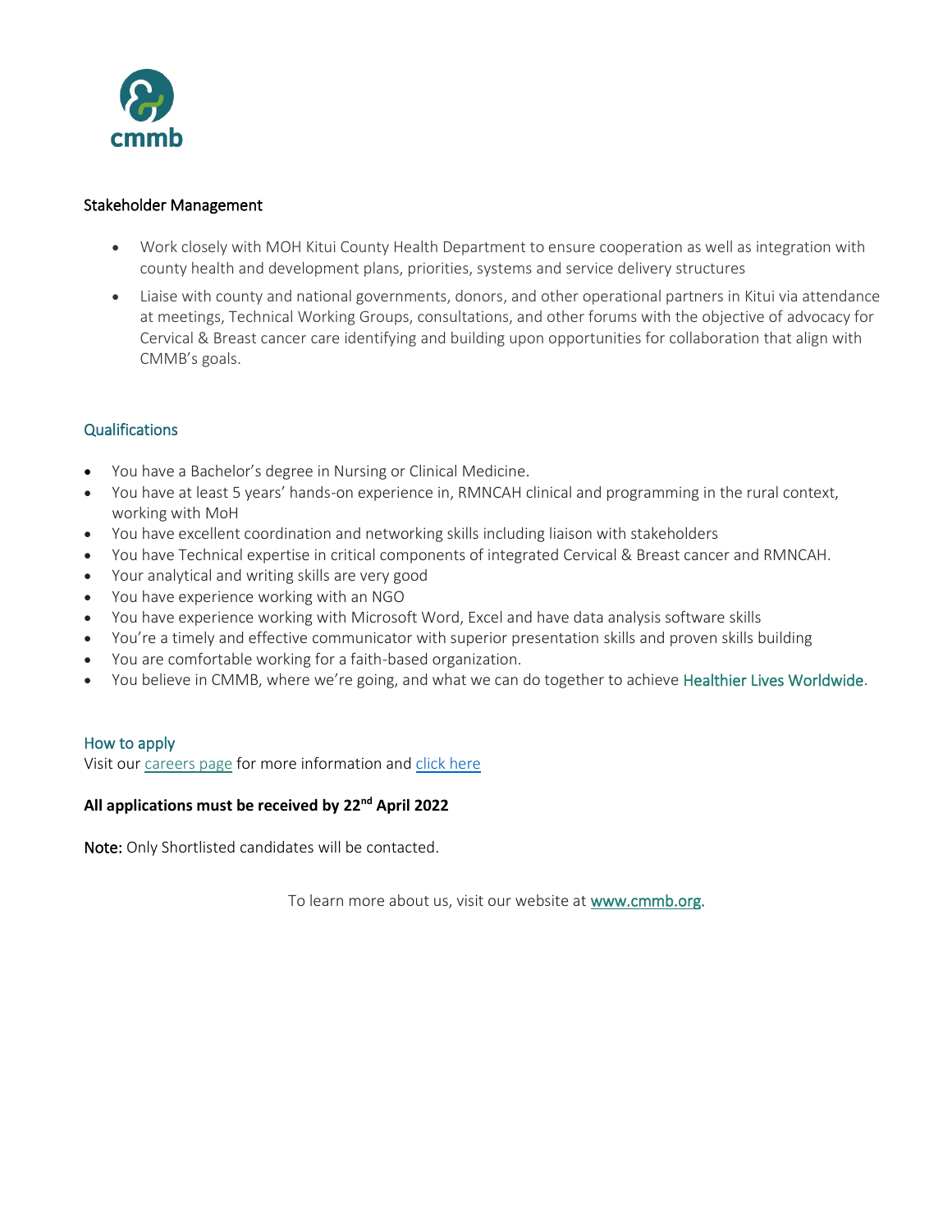### Stakeholder Management

- Work closely with MOH Kitui County Health Department to ensure cooperation as well as integration with county health and development plans, priorities, systems and service delivery structures
- Liaise with county and national governments, donors, and other operational partners in Kitui via attendance at meetings, Technical Working Groups, consultations, and other forums with the objective of advocacy for Cervical & Breast cancer care identifying and building upon opportunities for collaboration that align with CMMB's goals.

## Qualifications

- You have a Bachelor's degree in Nursing or Clinical Medicine.
- You have at least 5 years' hands-on experience in, RMNCAH clinical and programming in the rural context, working with MoH
- You have excellent coordination and networking skills including liaison with stakeholders
- You have Technical expertise in critical components of integrated Cervical & Breast cancer and RMNCAH.
- Your analytical and writing skills are very good
- You have experience working with an NGO
- You have experience working with Microsoft Word, Excel and have data analysis software skills
- You're a timely and effective communicator with superior presentation skills and proven skills building
- You are comfortable working for a faith-based organization.
- You believe in CMMB, where we're going, and what we can do together to achieve Healthier Lives Worldwide.

## How to apply

Visit our careers page for more information and click here

**All applications must be received by 22nd April 2022**

Note: Only Shortlisted candidates will be contacted.

To learn more about us, visit our website at www.cmmb.org.